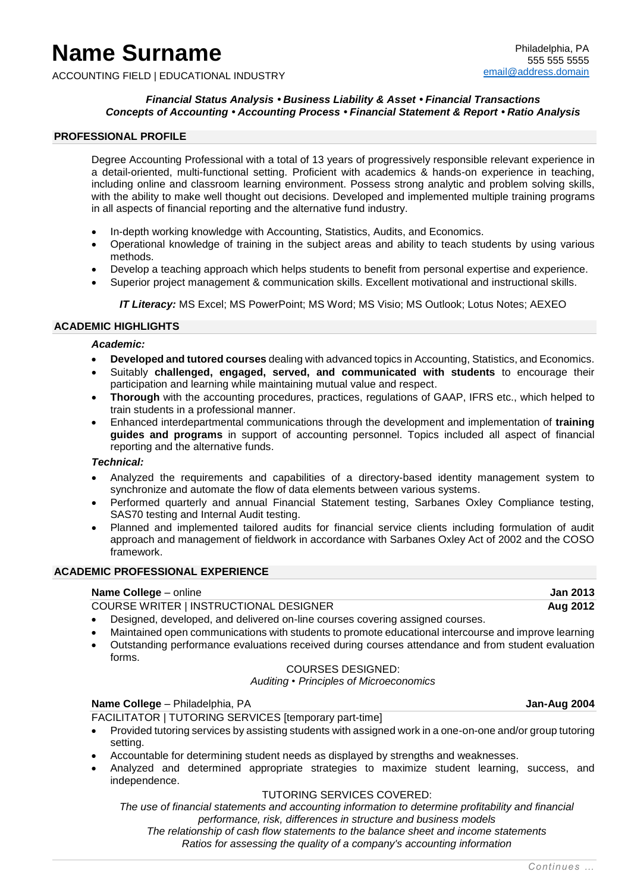# Name Surname

ACCOUNTING FIELD | EDUCATIONAL INDUSTRY

Philadelphia, PA
555 555 5555
email@address.domain

***Financial Status Analysis • Business Liability & Asset • Financial Transactions***
***Concepts of Accounting • Accounting Process • Financial Statement & Report • Ratio Analysis***

## PROFESSIONAL PROFILE

Degree Accounting Professional with a total of 13 years of progressively responsible relevant experience in a detail-oriented, multi-functional setting. Proficient with academics & hands-on experience in teaching, including online and classroom learning environment. Possess strong analytic and problem solving skills, with the ability to make well thought out decisions. Developed and implemented multiple training programs in all aspects of financial reporting and the alternative fund industry.

- In-depth working knowledge with Accounting, Statistics, Audits, and Economics.
- Operational knowledge of training in the subject areas and ability to teach students by using various methods.
- Develop a teaching approach which helps students to benefit from personal expertise and experience.
- Superior project management & communication skills. Excellent motivational and instructional skills.

***IT Literacy:*** MS Excel; MS PowerPoint; MS Word; MS Visio; MS Outlook; Lotus Notes; AEXEO

## ACADEMIC HIGHLIGHTS

***Academic:***

- **Developed and tutored courses** dealing with advanced topics in Accounting, Statistics, and Economics.
- Suitably **challenged, engaged, served, and communicated with students** to encourage their participation and learning while maintaining mutual value and respect.
- **Thorough** with the accounting procedures, practices, regulations of GAAP, IFRS etc., which helped to train students in a professional manner.
- Enhanced interdepartmental communications through the development and implementation of **training guides and programs** in support of accounting personnel. Topics included all aspect of financial reporting and the alternative funds.

***Technical:***

- Analyzed the requirements and capabilities of a directory-based identity management system to synchronize and automate the flow of data elements between various systems.
- Performed quarterly and annual Financial Statement testing, Sarbanes Oxley Compliance testing, SAS70 testing and Internal Audit testing.
- Planned and implemented tailored audits for financial service clients including formulation of audit approach and management of fieldwork in accordance with Sarbanes Oxley Act of 2002 and the COSO framework.

## ACADEMIC PROFESSIONAL EXPERIENCE

**Name College** – online — **Jan 2013**
COURSE WRITER | INSTRUCTIONAL DESIGNER — **Aug 2012**

- Designed, developed, and delivered on-line courses covering assigned courses.
- Maintained open communications with students to promote educational intercourse and improve learning
- Outstanding performance evaluations received during courses attendance and from student evaluation forms.

COURSES DESIGNED:
*Auditing • Principles of Microeconomics*

**Name College** – Philadelphia, PA — **Jan-Aug 2004**
FACILITATOR | TUTORING SERVICES [temporary part-time]

- Provided tutoring services by assisting students with assigned work in a one-on-one and/or group tutoring setting.
- Accountable for determining student needs as displayed by strengths and weaknesses.
- Analyzed and determined appropriate strategies to maximize student learning, success, and independence.

TUTORING SERVICES COVERED:
*The use of financial statements and accounting information to determine profitability and financial performance, risk, differences in structure and business models*
*The relationship of cash flow statements to the balance sheet and income statements*
*Ratios for assessing the quality of a company's accounting information*

*Continues ...*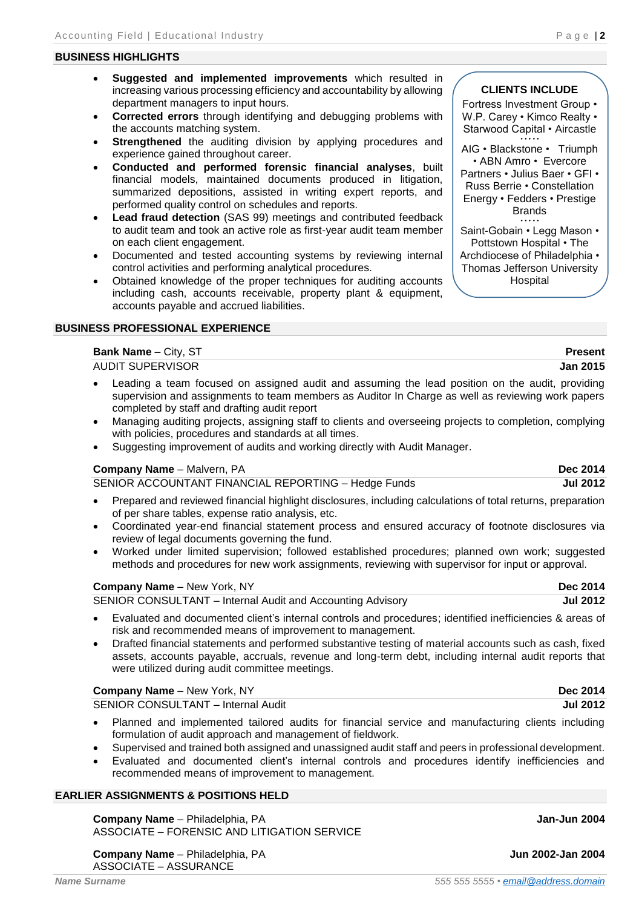## BUSINESS HIGHLIGHTS

- **Suggested and implemented improvements** which resulted in increasing various processing efficiency and accountability by allowing department managers to input hours.
- **Corrected errors** through identifying and debugging problems with the accounts matching system.
- **Strengthened** the auditing division by applying procedures and experience gained throughout career.
- **Conducted and performed forensic financial analyses**, built financial models, maintained documents produced in litigation, summarized depositions, assisted in writing expert reports, and performed quality control on schedules and reports.
- **Lead fraud detection** (SAS 99) meetings and contributed feedback to audit team and took an active role as first-year audit team member on each client engagement.
- Documented and tested accounting systems by reviewing internal control activities and performing analytical procedures.
- Obtained knowledge of the proper techniques for auditing accounts including cash, accounts receivable, property plant & equipment, accounts payable and accrued liabilities.

**CLIENTS INCLUDE**

Fortress Investment Group • W.P. Carey • Kimco Realty • Starwood Capital • Aircastle

•••••

AIG • Blackstone • Triumph • ABN Amro • Evercore Partners • Julius Baer • GFI • Russ Berrie • Constellation Energy • Fedders • Prestige Brands

•••••

Saint-Gobain • Legg Mason • Pottstown Hospital • The Archdiocese of Philadelphia • Thomas Jefferson University Hospital

## BUSINESS PROFESSIONAL EXPERIENCE

**Bank Name** – City, ST **Present**
AUDIT SUPERVISOR **Jan 2015**

- Leading a team focused on assigned audit and assuming the lead position on the audit, providing supervision and assignments to team members as Auditor In Charge as well as reviewing work papers completed by staff and drafting audit report
- Managing auditing projects, assigning staff to clients and overseeing projects to completion, complying with policies, procedures and standards at all times.
- Suggesting improvement of audits and working directly with Audit Manager.

**Company Name** – Malvern, PA **Dec 2014**
SENIOR ACCOUNTANT FINANCIAL REPORTING – Hedge Funds **Jul 2012**

- Prepared and reviewed financial highlight disclosures, including calculations of total returns, preparation of per share tables, expense ratio analysis, etc.
- Coordinated year-end financial statement process and ensured accuracy of footnote disclosures via review of legal documents governing the fund.
- Worked under limited supervision; followed established procedures; planned own work; suggested methods and procedures for new work assignments, reviewing with supervisor for input or approval.

**Company Name** – New York, NY **Dec 2014**
SENIOR CONSULTANT – Internal Audit and Accounting Advisory **Jul 2012**

- Evaluated and documented client's internal controls and procedures; identified inefficiencies & areas of risk and recommended means of improvement to management.
- Drafted financial statements and performed substantive testing of material accounts such as cash, fixed assets, accounts payable, accruals, revenue and long-term debt, including internal audit reports that were utilized during audit committee meetings.

**Company Name** – New York, NY **Dec 2014**
SENIOR CONSULTANT – Internal Audit **Jul 2012**

- Planned and implemented tailored audits for financial service and manufacturing clients including formulation of audit approach and management of fieldwork.
- Supervised and trained both assigned and unassigned audit staff and peers in professional development.
- Evaluated and documented client's internal controls and procedures identify inefficiencies and recommended means of improvement to management.

## EARLIER ASSIGNMENTS & POSITIONS HELD

**Company Name** – Philadelphia, PA **Jan-Jun 2004**
ASSOCIATE – FORENSIC AND LITIGATION SERVICE

**Company Name** – Philadelphia, PA **Jun 2002-Jan 2004**
ASSOCIATE – ASSURANCE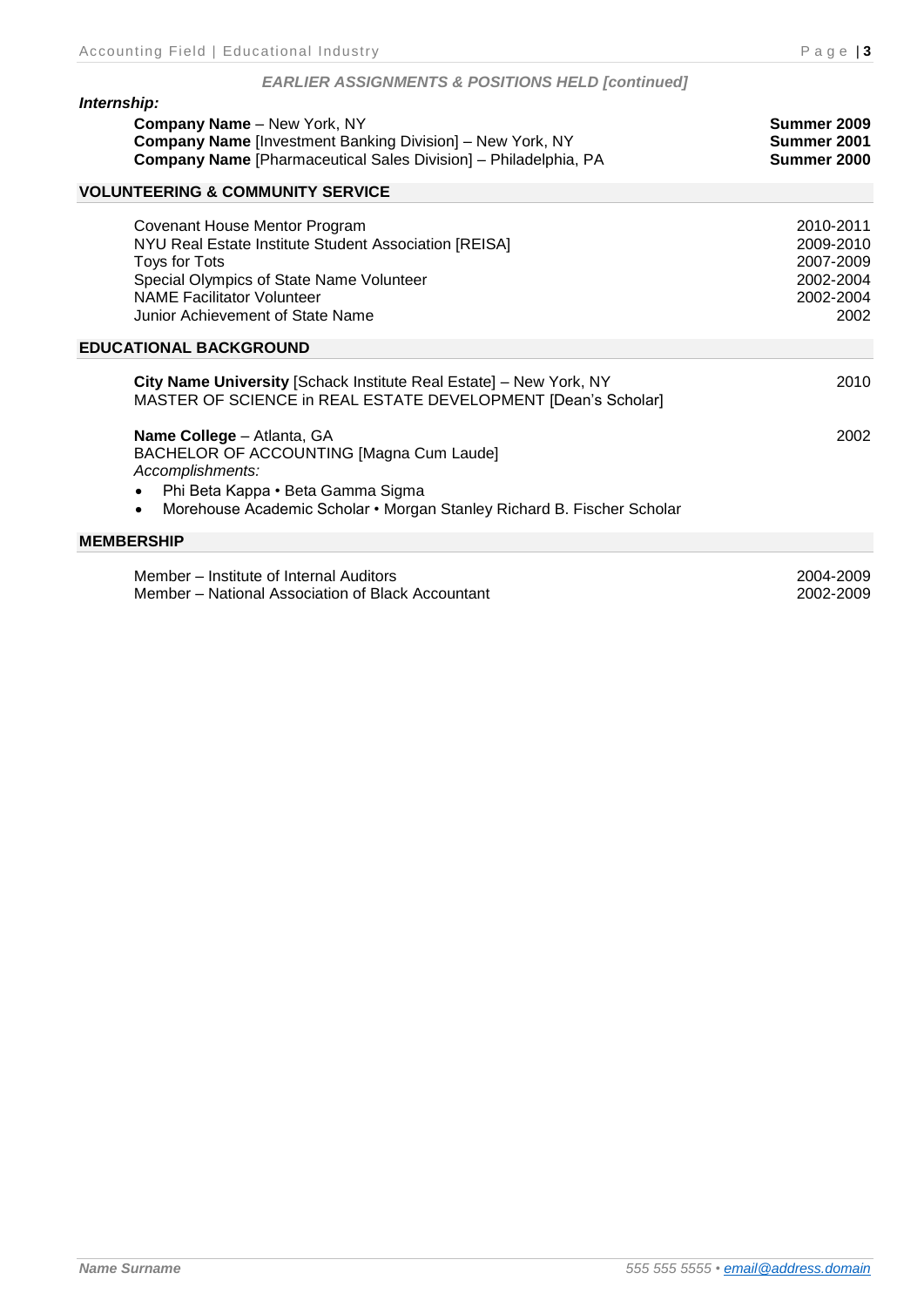### *EARLIER ASSIGNMENTS & POSITIONS HELD [continued]*

***Internship:***

**Company Name** – New York, NY **Summer 2009**
**Company Name** [Investment Banking Division] – New York, NY **Summer 2001**
**Company Name** [Pharmaceutical Sales Division] – Philadelphia, PA **Summer 2000**

## VOLUNTEERING & COMMUNITY SERVICE

Covenant House Mentor Program 2010-2011
NYU Real Estate Institute Student Association [REISA] 2009-2010
Toys for Tots 2007-2009
Special Olympics of State Name Volunteer 2002-2004
NAME Facilitator Volunteer 2002-2004
Junior Achievement of State Name 2002

## EDUCATIONAL BACKGROUND

**City Name University** [Schack Institute Real Estate] – New York, NY 2010
MASTER OF SCIENCE in REAL ESTATE DEVELOPMENT [Dean's Scholar]

**Name College** – Atlanta, GA 2002
BACHELOR OF ACCOUNTING [Magna Cum Laude]
*Accomplishments:*

- Phi Beta Kappa • Beta Gamma Sigma
- Morehouse Academic Scholar • Morgan Stanley Richard B. Fischer Scholar

## MEMBERSHIP

Member – Institute of Internal Auditors 2004-2009
Member – National Association of Black Accountant 2002-2009